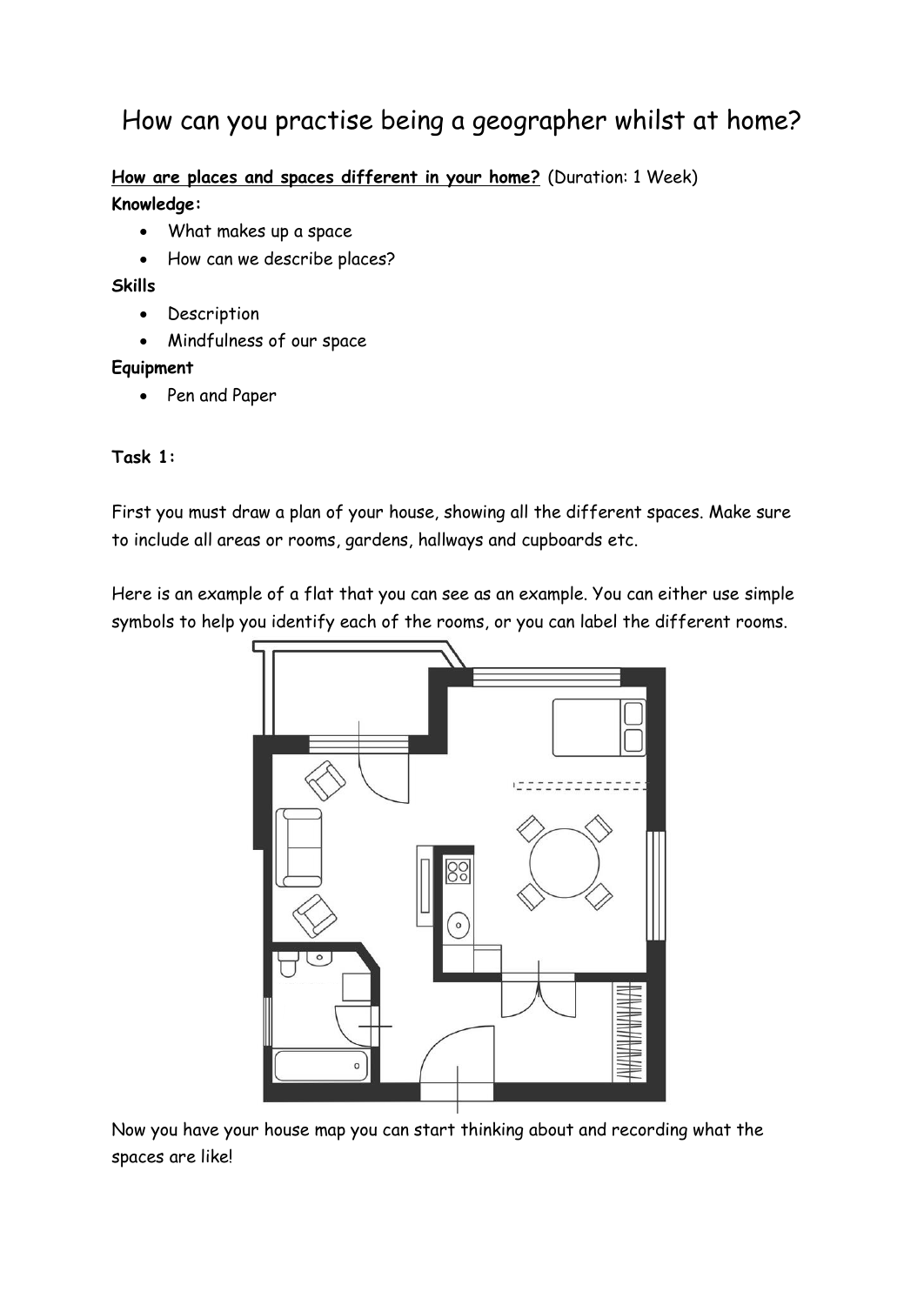# How can you practise being a geographer whilst at home?

**How are places and spaces different in your home?** (Duration: 1 Week)

**Knowledge:**

- What makes up a space
- How can we describe places?

**Skills**

- Description
- Mindfulness of our space

**Equipment**

- Pen and Paper

**Task 1:**

First you must draw a plan of your house, showing all the different spaces. Make sure to include all areas or rooms, gardens, hallways and cupboards etc.

Here is an example of a flat that you can see as an example. You can either use simple symbols to help you identify each of the rooms, or you can label the different rooms.

Now you have your house map you can start thinking about and recording what the spaces are like!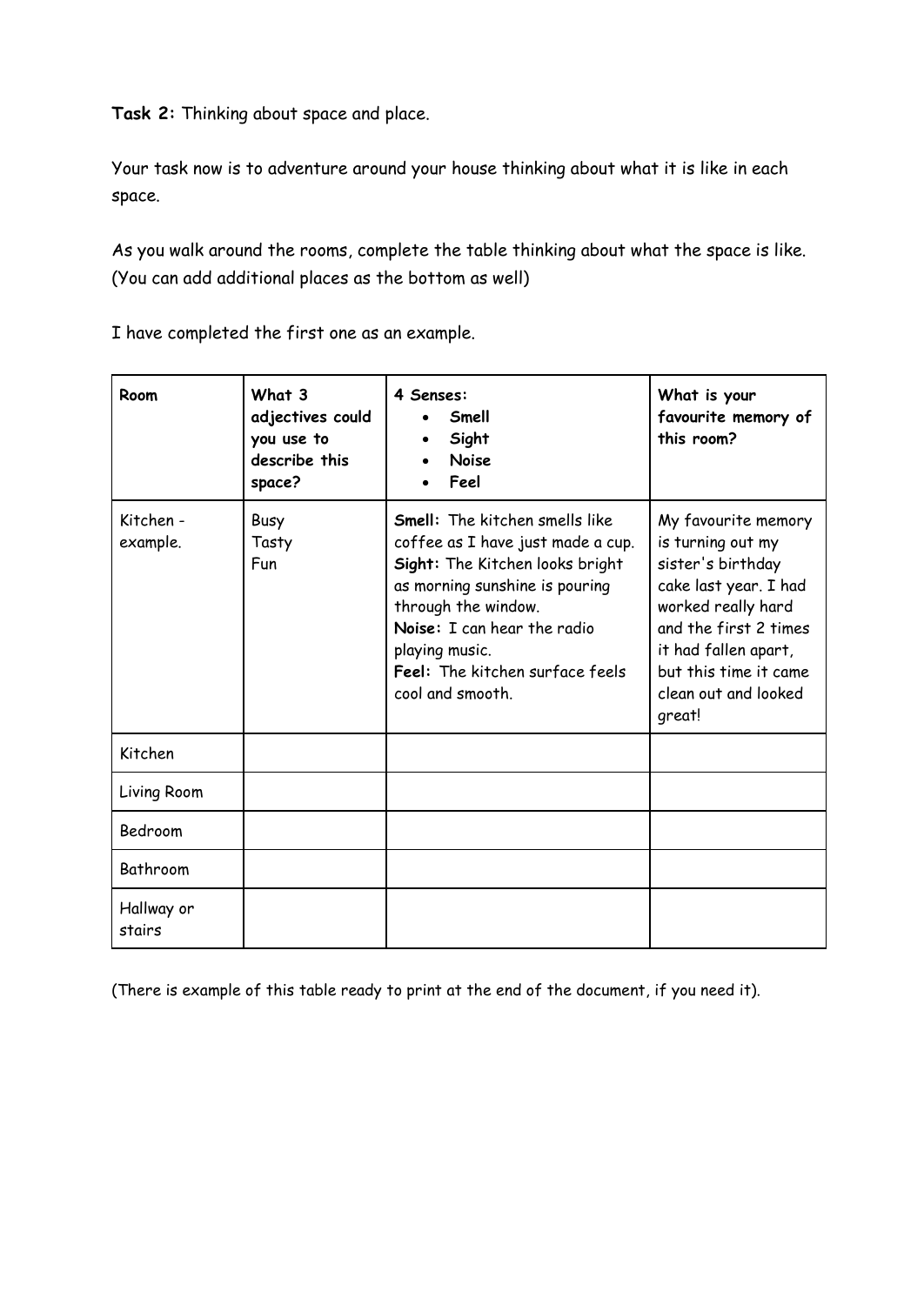**Task 2:** Thinking about space and place.

Your task now is to adventure around your house thinking about what it is like in each space.

As you walk around the rooms, complete the table thinking about what the space is like. (You can add additional places as the bottom as well)

I have completed the first one as an example.

| **Room** | **What 3 adjectives could you use to describe this space?** | **4 Senses:**<br>• **Smell**<br>• **Sight**<br>• **Noise**<br>• **Feel** | **What is your favourite memory of this room?** |
|---|---|---|---|
| Kitchen - example. | Busy<br>Tasty<br>Fun | **Smell:** The kitchen smells like coffee as I have just made a cup.<br>**Sight:** The Kitchen looks bright as morning sunshine is pouring through the window.<br>**Noise:** I can hear the radio playing music.<br>**Feel:** The kitchen surface feels cool and smooth. | My favourite memory is turning out my sister's birthday cake last year. I had worked really hard and the first 2 times it had fallen apart, but this time it came clean out and looked great! |
| Kitchen | | | |
| Living Room | | | |
| Bedroom | | | |
| Bathroom | | | |
| Hallway or stairs | | | |

(There is example of this table ready to print at the end of the document, if you need it).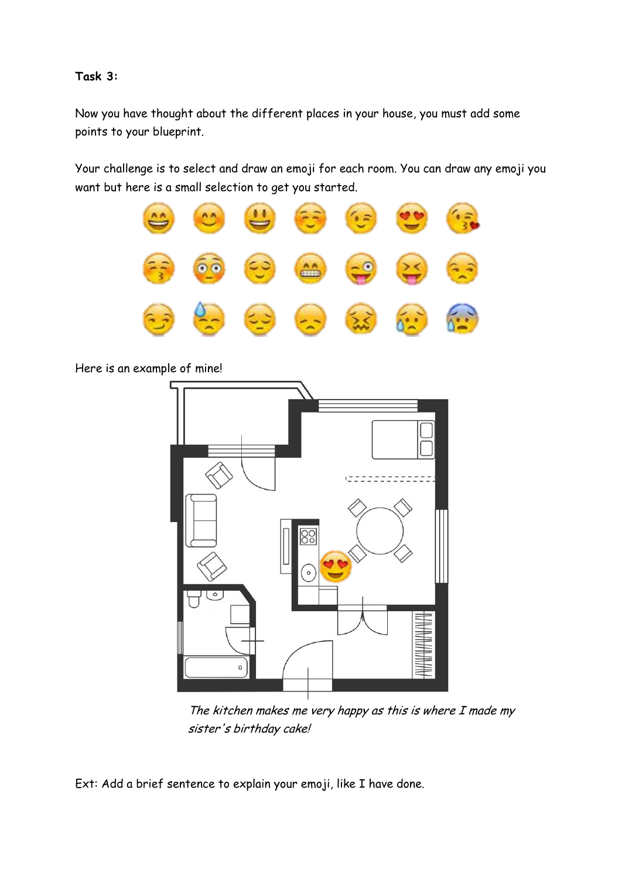**Task 3:**

Now you have thought about the different places in your house, you must add some points to your blueprint.

Your challenge is to select and draw an emoji for each room. You can draw any emoji you want but here is a small selection to get you started.

Here is an example of mine!

*The kitchen makes me very happy as this is where I made my sister's birthday cake!*

Ext: Add a brief sentence to explain your emoji, like I have done.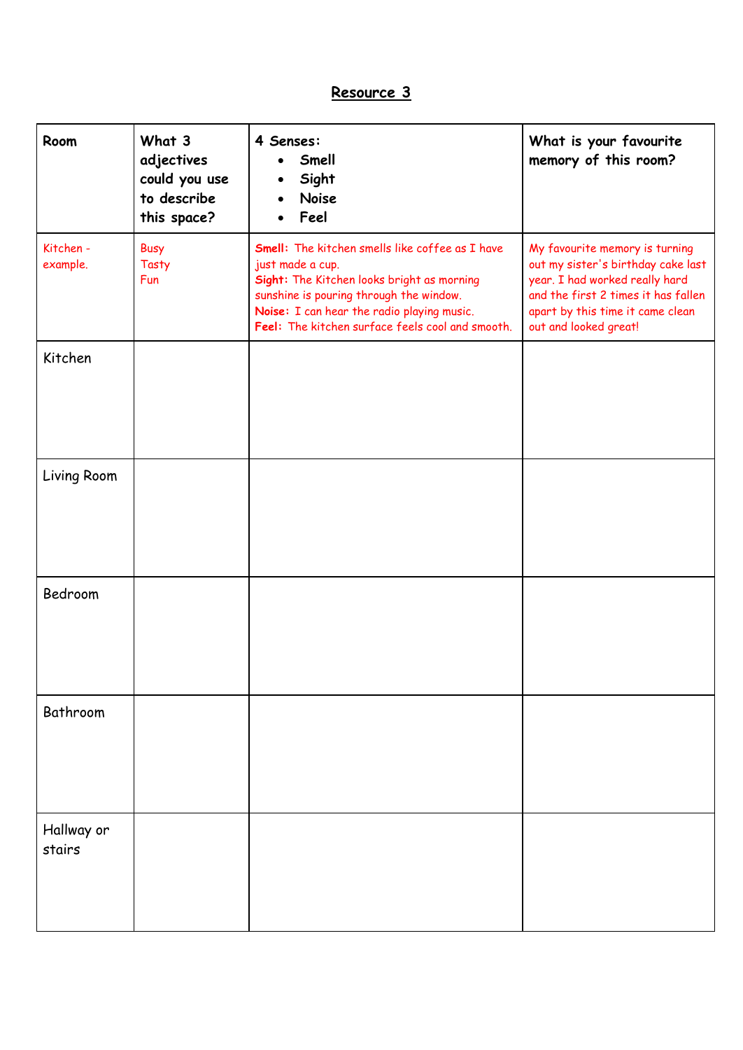# Resource 3

| Room | What 3 adjectives could you use to describe this space? | 4 Senses:<br>• Smell<br>• Sight<br>• Noise<br>• Feel | What is your favourite memory of this room? |
|---|---|---|---|
| Kitchen - example. | Busy<br>Tasty<br>Fun | **Smell:** The kitchen smells like coffee as I have just made a cup.<br>**Sight:** The Kitchen looks bright as morning sunshine is pouring through the window.<br>**Noise:** I can hear the radio playing music.<br>**Feel:** The kitchen surface feels cool and smooth. | My favourite memory is turning out my sister's birthday cake last year. I had worked really hard and the first 2 times it has fallen apart by this time it came clean out and looked great! |
| Kitchen | | | |
| Living Room | | | |
| Bedroom | | | |
| Bathroom | | | |
| Hallway or stairs | | | |